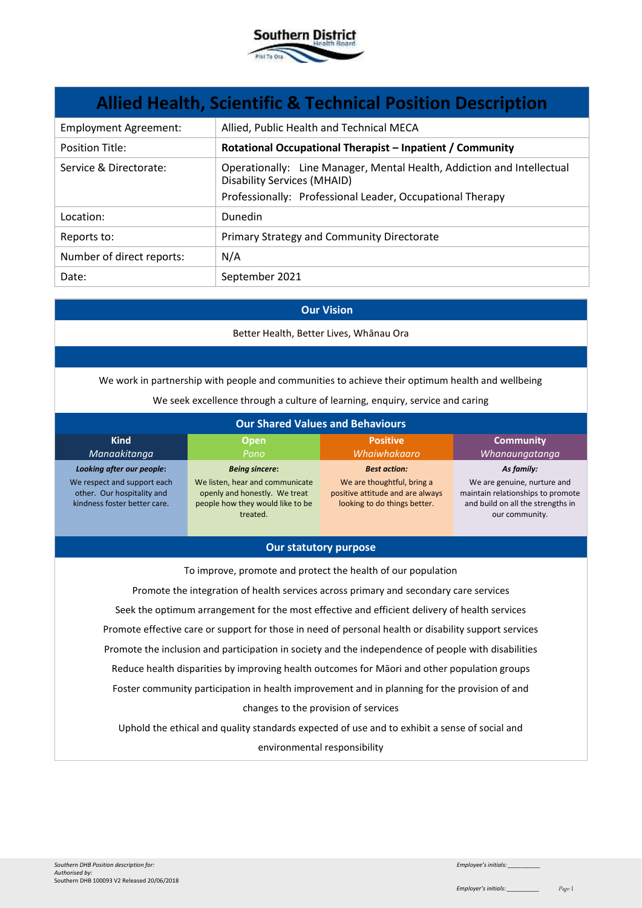# Allied Health, Scientific & Technical Position Description

| | |
|---|---|
| Employment Agreement: | Allied, Public Health and Technical MECA |
| Position Title: | **Rotational Occupational Therapist – Inpatient / Community** |
| Service & Directorate: | Operationally: Line Manager, Mental Health, Addiction and Intellectual Disability Services (MHAID)<br>Professionally: Professional Leader, Occupational Therapy |
| Location: | Dunedin |
| Reports to: | Primary Strategy and Community Directorate |
| Number of direct reports: | N/A |
| Date: | September 2021 |

## Our Vision

Better Health, Better Lives, Whānau Ora

We work in partnership with people and communities to achieve their optimum health and wellbeing

We seek excellence through a culture of learning, enquiry, service and caring

## Our Shared Values and Behaviours

| Kind<br>*Manaakitanga* | Open<br>*Pono* | Positive<br>*Whaiwhakaaro* | Community<br>*Whanaungatanga* |
|---|---|---|---|
| ***Looking after our people:***<br>We respect and support each other. Our hospitality and kindness foster better care. | ***Being sincere:***<br>We listen, hear and communicate openly and honestly. We treat people how they would like to be treated. | ***Best action:***<br>We are thoughtful, bring a positive attitude and are always looking to do things better. | ***As family:***<br>We are genuine, nurture and maintain relationships to promote and build on all the strengths in our community. |

## Our statutory purpose

To improve, promote and protect the health of our population

Promote the integration of health services across primary and secondary care services

Seek the optimum arrangement for the most effective and efficient delivery of health services

Promote effective care or support for those in need of personal health or disability support services

Promote the inclusion and participation in society and the independence of people with disabilities

Reduce health disparities by improving health outcomes for Māori and other population groups

Foster community participation in health improvement and in planning for the provision of and changes to the provision of services

Uphold the ethical and quality standards expected of use and to exhibit a sense of social and environmental responsibility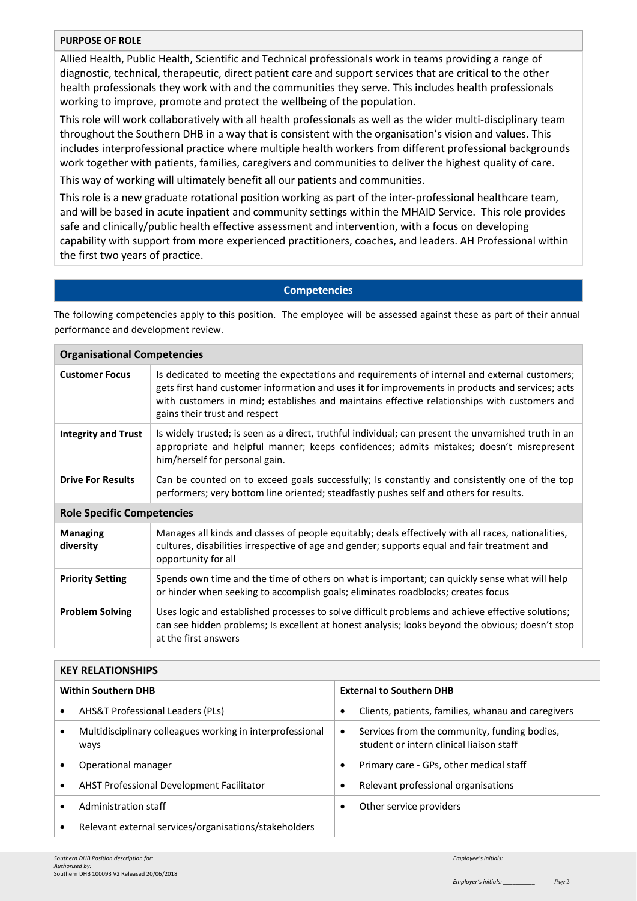## PURPOSE OF ROLE

Allied Health, Public Health, Scientific and Technical professionals work in teams providing a range of diagnostic, technical, therapeutic, direct patient care and support services that are critical to the other health professionals they work with and the communities they serve. This includes health professionals working to improve, promote and protect the wellbeing of the population.

This role will work collaboratively with all health professionals as well as the wider multi-disciplinary team throughout the Southern DHB in a way that is consistent with the organisation's vision and values. This includes interprofessional practice where multiple health workers from different professional backgrounds work together with patients, families, caregivers and communities to deliver the highest quality of care.

This way of working will ultimately benefit all our patients and communities.

This role is a new graduate rotational position working as part of the inter-professional healthcare team, and will be based in acute inpatient and community settings within the MHAID Service. This role provides safe and clinically/public health effective assessment and intervention, with a focus on developing capability with support from more experienced practitioners, coaches, and leaders. AH Professional within the first two years of practice.

## Competencies

The following competencies apply to this position. The employee will be assessed against these as part of their annual performance and development review.

| **Organisational Competencies** | |
|---|---|
| **Customer Focus** | Is dedicated to meeting the expectations and requirements of internal and external customers; gets first hand customer information and uses it for improvements in products and services; acts with customers in mind; establishes and maintains effective relationships with customers and gains their trust and respect |
| **Integrity and Trust** | Is widely trusted; is seen as a direct, truthful individual; can present the unvarnished truth in an appropriate and helpful manner; keeps confidences; admits mistakes; doesn't misrepresent him/herself for personal gain. |
| **Drive For Results** | Can be counted on to exceed goals successfully; Is constantly and consistently one of the top performers; very bottom line oriented; steadfastly pushes self and others for results. |
| **Role Specific Competencies** | |
| **Managing diversity** | Manages all kinds and classes of people equitably; deals effectively with all races, nationalities, cultures, disabilities irrespective of age and gender; supports equal and fair treatment and opportunity for all |
| **Priority Setting** | Spends own time and the time of others on what is important; can quickly sense what will help or hinder when seeking to accomplish goals; eliminates roadblocks; creates focus |
| **Problem Solving** | Uses logic and established processes to solve difficult problems and achieve effective solutions; can see hidden problems; Is excellent at honest analysis; looks beyond the obvious; doesn't stop at the first answers |

## KEY RELATIONSHIPS

| **Within Southern DHB** | **External to Southern DHB** |
|---|---|
| • AHS&T Professional Leaders (PLs) | • Clients, patients, families, whanau and caregivers |
| • Multidisciplinary colleagues working in interprofessional ways | • Services from the community, funding bodies, student or intern clinical liaison staff |
| • Operational manager | • Primary care - GPs, other medical staff |
| • AHST Professional Development Facilitator | • Relevant professional organisations |
| • Administration staff | • Other service providers |
| • Relevant external services/organisations/stakeholders | |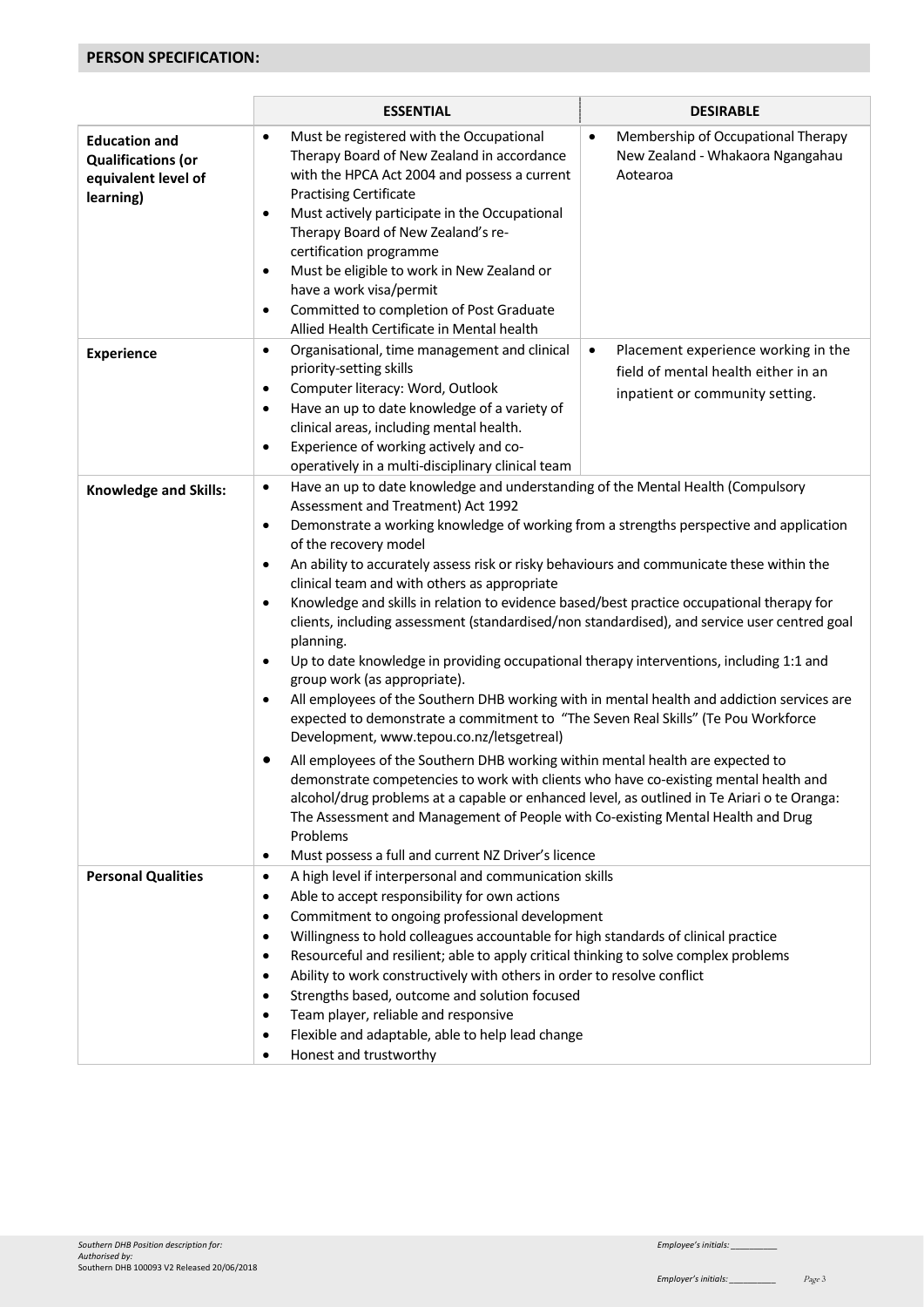## PERSON SPECIFICATION:

| | ESSENTIAL | DESIRABLE |
|---|---|---|
| **Education and Qualifications (or equivalent level of learning)** | • Must be registered with the Occupational Therapy Board of New Zealand in accordance with the HPCA Act 2004 and possess a current Practising Certificate<br>• Must actively participate in the Occupational Therapy Board of New Zealand's re-certification programme<br>• Must be eligible to work in New Zealand or have a work visa/permit<br>• Committed to completion of Post Graduate Allied Health Certificate in Mental health | • Membership of Occupational Therapy New Zealand - Whakaora Ngangahau Aotearoa |
| **Experience** | • Organisational, time management and clinical priority-setting skills<br>• Computer literacy: Word, Outlook<br>• Have an up to date knowledge of a variety of clinical areas, including mental health.<br>• Experience of working actively and co-operatively in a multi-disciplinary clinical team | • Placement experience working in the field of mental health either in an inpatient or community setting. |
| **Knowledge and Skills:** | • Have an up to date knowledge and understanding of the Mental Health (Compulsory Assessment and Treatment) Act 1992<br>• Demonstrate a working knowledge of working from a strengths perspective and application of the recovery model<br>• An ability to accurately assess risk or risky behaviours and communicate these within the clinical team and with others as appropriate<br>• Knowledge and skills in relation to evidence based/best practice occupational therapy for clients, including assessment (standardised/non standardised), and service user centred goal planning.<br>• Up to date knowledge in providing occupational therapy interventions, including 1:1 and group work (as appropriate).<br>• All employees of the Southern DHB working with in mental health and addiction services are expected to demonstrate a commitment to "The Seven Real Skills" (Te Pou Workforce Development, www.tepou.co.nz/letsgetreal)<br>• All employees of the Southern DHB working within mental health are expected to demonstrate competencies to work with clients who have co-existing mental health and alcohol/drug problems at a capable or enhanced level, as outlined in Te Ariari o te Oranga: The Assessment and Management of People with Co-existing Mental Health and Drug Problems<br>• Must possess a full and current NZ Driver's licence | |
| **Personal Qualities** | • A high level if interpersonal and communication skills<br>• Able to accept responsibility for own actions<br>• Commitment to ongoing professional development<br>• Willingness to hold colleagues accountable for high standards of clinical practice<br>• Resourceful and resilient; able to apply critical thinking to solve complex problems<br>• Ability to work constructively with others in order to resolve conflict<br>• Strengths based, outcome and solution focused<br>• Team player, reliable and responsive<br>• Flexible and adaptable, able to help lead change<br>• Honest and trustworthy | |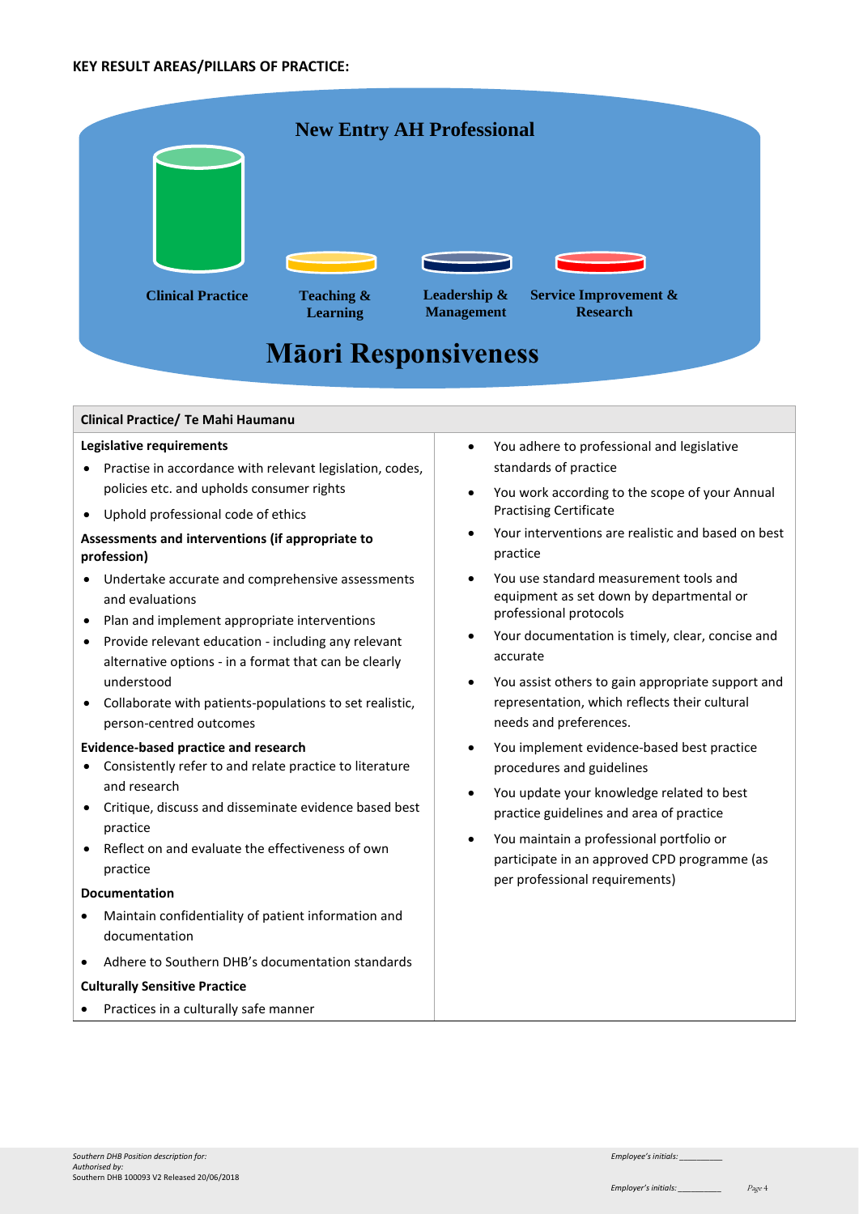**KEY RESULT AREAS/PILLARS OF PRACTICE:**

New Entry AH Professional

Clinical Practice

Teaching & Learning

Leadership & Management

Service Improvement & Research

Māori Responsiveness

| Clinical Practice/ Te Mahi Haumanu | |
|---|---|
| **Legislative requirements**<br>• Practise in accordance with relevant legislation, codes, policies etc. and upholds consumer rights<br>• Uphold professional code of ethics<br>**Assessments and interventions (if appropriate to profession)**<br>• Undertake accurate and comprehensive assessments and evaluations<br>• Plan and implement appropriate interventions<br>• Provide relevant education - including any relevant alternative options - in a format that can be clearly understood<br>• Collaborate with patients-populations to set realistic, person-centred outcomes<br>**Evidence-based practice and research**<br>• Consistently refer to and relate practice to literature and research<br>• Critique, discuss and disseminate evidence based best practice<br>• Reflect on and evaluate the effectiveness of own practice<br>**Documentation**<br>• Maintain confidentiality of patient information and documentation<br>• Adhere to Southern DHB's documentation standards<br>**Culturally Sensitive Practice**<br>• Practices in a culturally safe manner | • You adhere to professional and legislative standards of practice<br>• You work according to the scope of your Annual Practising Certificate<br>• Your interventions are realistic and based on best practice<br>• You use standard measurement tools and equipment as set down by departmental or professional protocols<br>• Your documentation is timely, clear, concise and accurate<br>• You assist others to gain appropriate support and representation, which reflects their cultural needs and preferences.<br>• You implement evidence-based best practice procedures and guidelines<br>• You update your knowledge related to best practice guidelines and area of practice<br>• You maintain a professional portfolio or participate in an approved CPD programme (as per professional requirements) |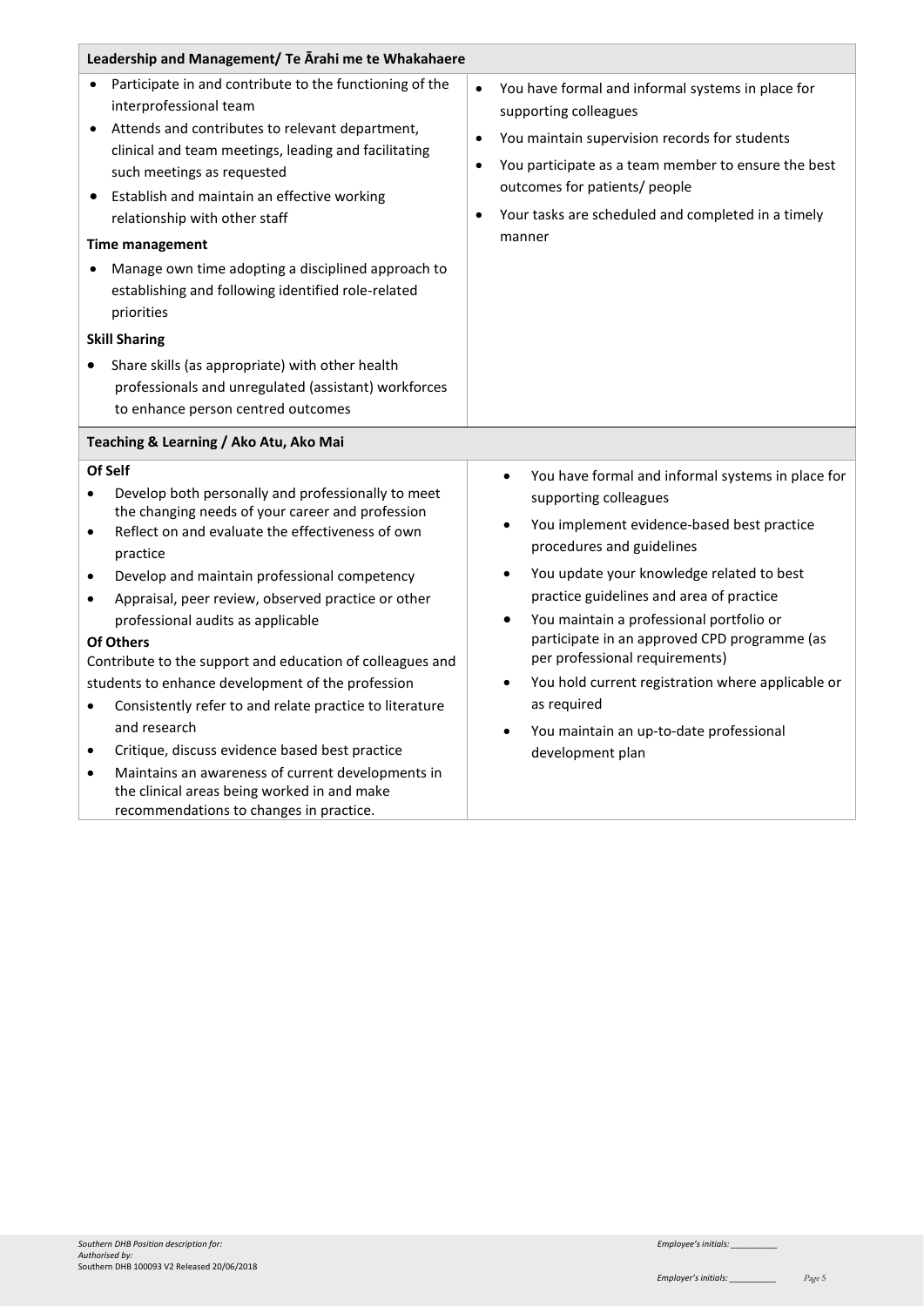| Leadership and Management/ Te Ārahi me te Whakahaere | |
|---|---|
| • Participate in and contribute to the functioning of the interprofessional team<br>• Attends and contributes to relevant department, clinical and team meetings, leading and facilitating such meetings as requested<br>• Establish and maintain an effective working relationship with other staff<br>**Time management**<br>• Manage own time adopting a disciplined approach to establishing and following identified role-related priorities<br>**Skill Sharing**<br>• Share skills (as appropriate) with other health professionals and unregulated (assistant) workforces to enhance person centred outcomes | • You have formal and informal systems in place for supporting colleagues<br>• You maintain supervision records for students<br>• You participate as a team member to ensure the best outcomes for patients/ people<br>• Your tasks are scheduled and completed in a timely manner |
| **Teaching & Learning / Ako Atu, Ako Mai** | |
| **Of Self**<br>• Develop both personally and professionally to meet the changing needs of your career and profession<br>• Reflect on and evaluate the effectiveness of own practice<br>• Develop and maintain professional competency<br>• Appraisal, peer review, observed practice or other professional audits as applicable<br>**Of Others**<br>Contribute to the support and education of colleagues and students to enhance development of the profession<br>• Consistently refer to and relate practice to literature and research<br>• Critique, discuss evidence based best practice<br>• Maintains an awareness of current developments in the clinical areas being worked in and make recommendations to changes in practice. | • You have formal and informal systems in place for supporting colleagues<br>• You implement evidence-based best practice procedures and guidelines<br>• You update your knowledge related to best practice guidelines and area of practice<br>• You maintain a professional portfolio or participate in an approved CPD programme (as per professional requirements)<br>• You hold current registration where applicable or as required<br>• You maintain an up-to-date professional development plan |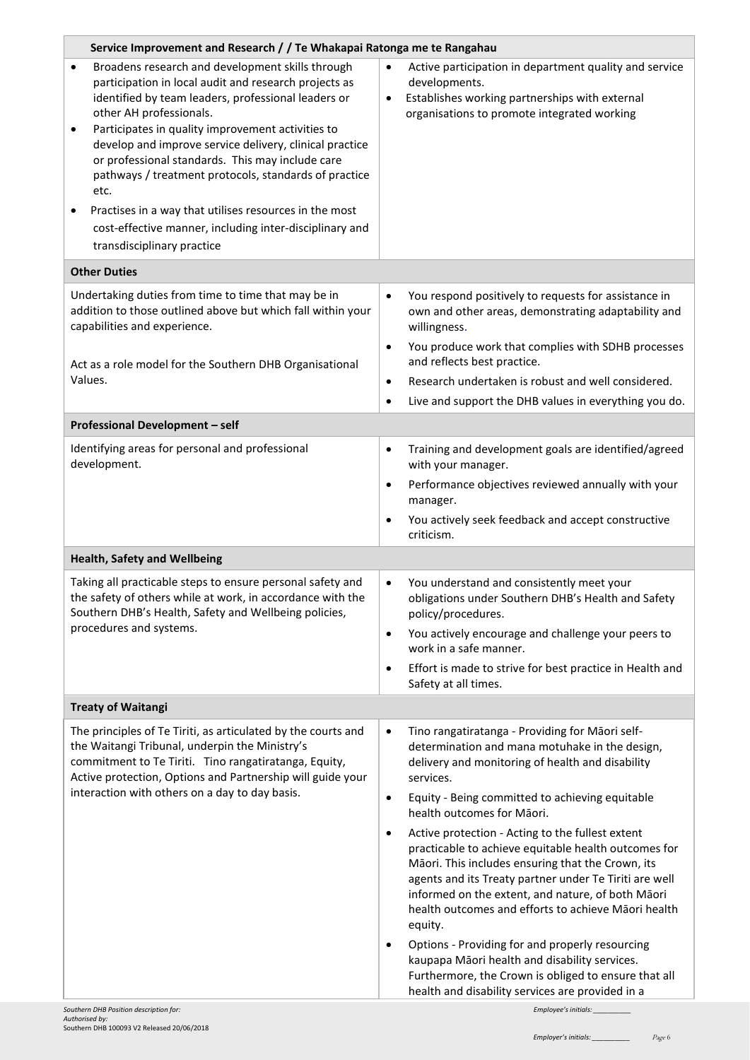| Service Improvement and Research / / Te Whakapai Ratonga me te Rangahau | |
|---|---|
| • Broadens research and development skills through participation in local audit and research projects as identified by team leaders, professional leaders or other AH professionals.<br>• Participates in quality improvement activities to develop and improve service delivery, clinical practice or professional standards. This may include care pathways / treatment protocols, standards of practice etc.<br>• Practises in a way that utilises resources in the most cost-effective manner, including inter-disciplinary and transdisciplinary practice | • Active participation in department quality and service developments.<br>• Establishes working partnerships with external organisations to promote integrated working |
| **Other Duties** | |
| Undertaking duties from time to time that may be in addition to those outlined above but which fall within your capabilities and experience.<br><br>Act as a role model for the Southern DHB Organisational Values. | • You respond positively to requests for assistance in own and other areas, demonstrating adaptability and willingness.<br>• You produce work that complies with SDHB processes and reflects best practice.<br>• Research undertaken is robust and well considered.<br>• Live and support the DHB values in everything you do. |
| **Professional Development – self** | |
| Identifying areas for personal and professional development. | • Training and development goals are identified/agreed with your manager.<br>• Performance objectives reviewed annually with your manager.<br>• You actively seek feedback and accept constructive criticism. |
| **Health, Safety and Wellbeing** | |
| Taking all practicable steps to ensure personal safety and the safety of others while at work, in accordance with the Southern DHB's Health, Safety and Wellbeing policies, procedures and systems. | • You understand and consistently meet your obligations under Southern DHB's Health and Safety policy/procedures.<br>• You actively encourage and challenge your peers to work in a safe manner.<br>• Effort is made to strive for best practice in Health and Safety at all times. |
| **Treaty of Waitangi** | |
| The principles of Te Tiriti, as articulated by the courts and the Waitangi Tribunal, underpin the Ministry's commitment to Te Tiriti. Tino rangatiratanga, Equity, Active protection, Options and Partnership will guide your interaction with others on a day to day basis. | • Tino rangatiratanga - Providing for Māori self-determination and mana motuhake in the design, delivery and monitoring of health and disability services.<br>• Equity - Being committed to achieving equitable health outcomes for Māori.<br>• Active protection - Acting to the fullest extent practicable to achieve equitable health outcomes for Māori. This includes ensuring that the Crown, its agents and its Treaty partner under Te Tiriti are well informed on the extent, and nature, of both Māori health outcomes and efforts to achieve Māori health equity.<br>• Options - Providing for and properly resourcing kaupapa Māori health and disability services. Furthermore, the Crown is obliged to ensure that all health and disability services are provided in a |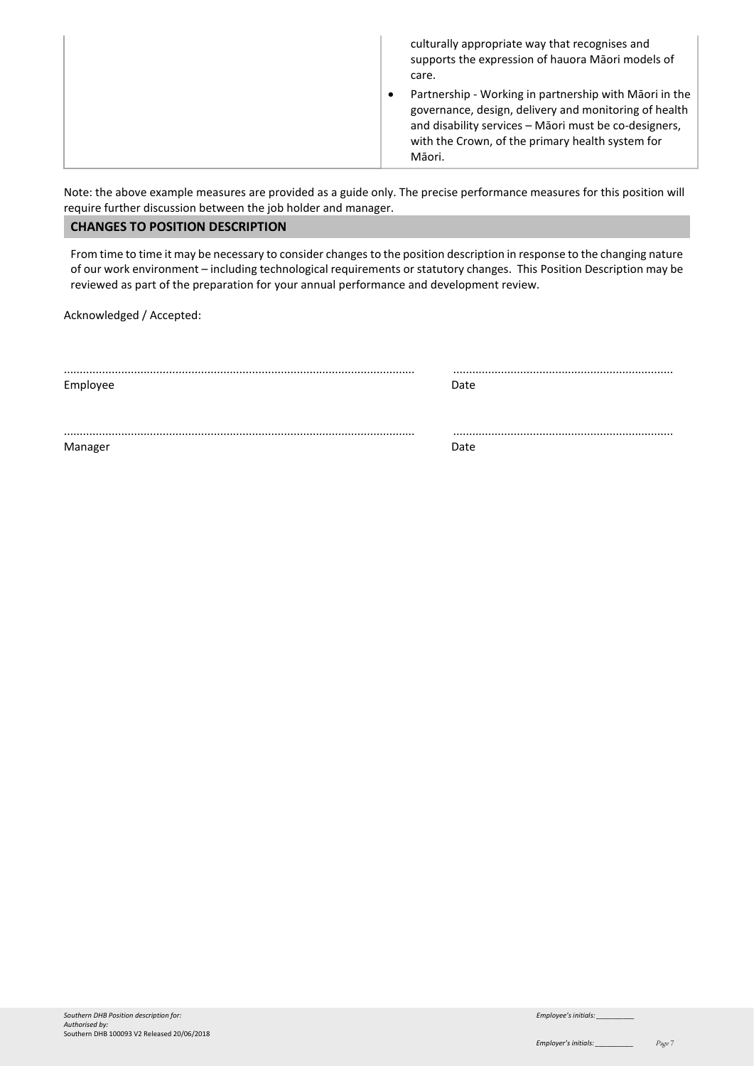| | |
|---|---|
| | culturally appropriate way that recognises and supports the expression of hauora Māori models of care.<br>• Partnership - Working in partnership with Māori in the governance, design, delivery and monitoring of health and disability services – Māori must be co-designers, with the Crown, of the primary health system for Māori. |

Note: the above example measures are provided as a guide only. The precise performance measures for this position will require further discussion between the job holder and manager.

## CHANGES TO POSITION DESCRIPTION

From time to time it may be necessary to consider changes to the position description in response to the changing nature of our work environment – including technological requirements or statutory changes. This Position Description may be reviewed as part of the preparation for your annual performance and development review.

Acknowledged / Accepted:

............................................................................................................ ....................................................................

Employee Date

............................................................................................................ ....................................................................

Manager Date